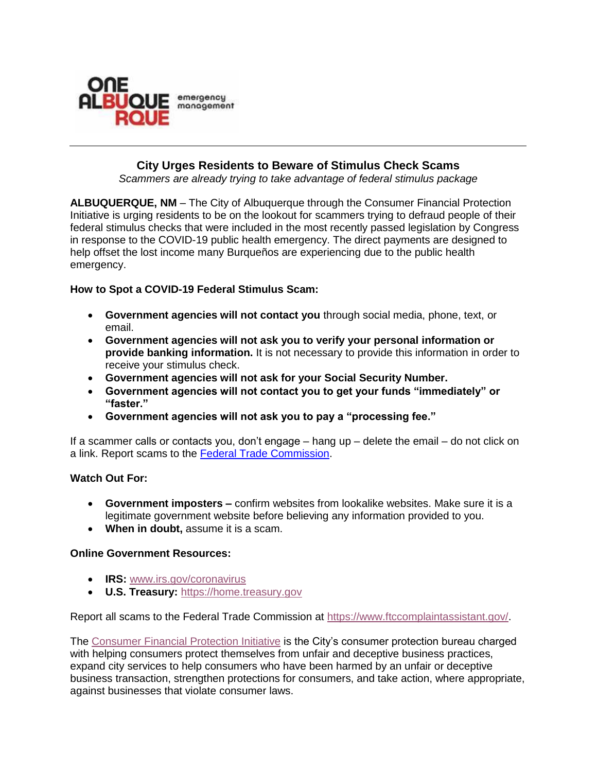ONE ALBUQUERQUE emergency management

---

## City Urges Residents to Beware of Stimulus Check Scams

*Scammers are already trying to take advantage of federal stimulus package*

**ALBUQUERQUE, NM** – The City of Albuquerque through the Consumer Financial Protection Initiative is urging residents to be on the lookout for scammers trying to defraud people of their federal stimulus checks that were included in the most recently passed legislation by Congress in response to the COVID-19 public health emergency. The direct payments are designed to help offset the lost income many Burqueños are experiencing due to the public health emergency.

**How to Spot a COVID-19 Federal Stimulus Scam:**

- **Government agencies will not contact you** through social media, phone, text, or email.
- **Government agencies will not ask you to verify your personal information or provide banking information.** It is not necessary to provide this information in order to receive your stimulus check.
- **Government agencies will not ask for your Social Security Number.**
- **Government agencies will not contact you to get your funds "immediately" or "faster."**
- **Government agencies will not ask you to pay a "processing fee."**

If a scammer calls or contacts you, don't engage – hang up – delete the email – do not click on a link. Report scams to the [Federal Trade Commission](#).

**Watch Out For:**

- **Government imposters –** confirm websites from lookalike websites. Make sure it is a legitimate government website before believing any information provided to you.
- **When in doubt,** assume it is a scam.

**Online Government Resources:**

- **IRS:** [www.irs.gov/coronavirus](www.irs.gov/coronavirus)
- **U.S. Treasury:** [https://home.treasury.gov](https://home.treasury.gov)

Report all scams to the Federal Trade Commission at [https://www.ftccomplaintassistant.gov/](https://www.ftccomplaintassistant.gov/).

The [Consumer Financial Protection Initiative](#) is the City's consumer protection bureau charged with helping consumers protect themselves from unfair and deceptive business practices, expand city services to help consumers who have been harmed by an unfair or deceptive business transaction, strengthen protections for consumers, and take action, where appropriate, against businesses that violate consumer laws.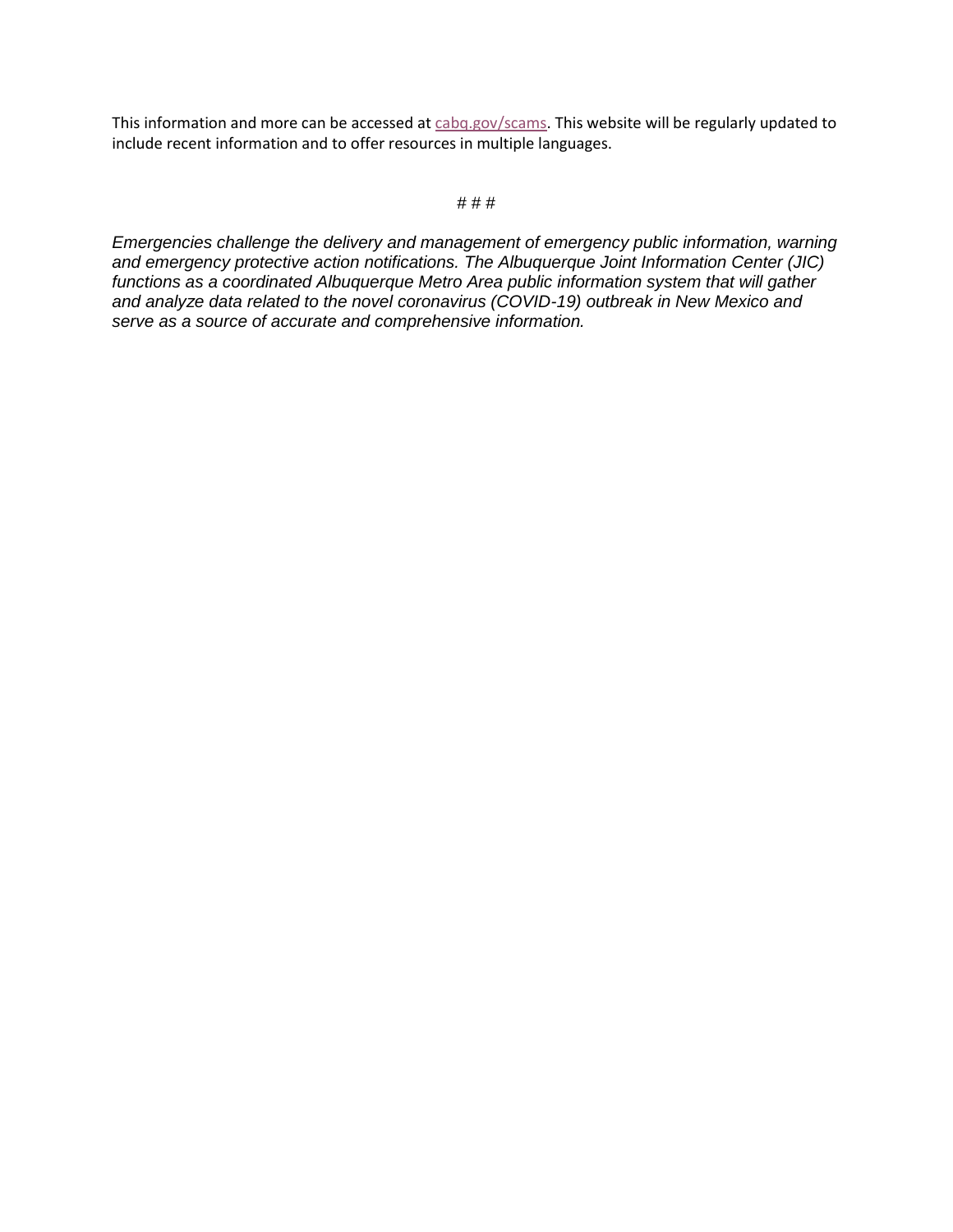This information and more can be accessed at [cabq.gov/scams](cabq.gov/scams). This website will be regularly updated to include recent information and to offer resources in multiple languages.

# # #

*Emergencies challenge the delivery and management of emergency public information, warning and emergency protective action notifications. The Albuquerque Joint Information Center (JIC) functions as a coordinated Albuquerque Metro Area public information system that will gather and analyze data related to the novel coronavirus (COVID-19) outbreak in New Mexico and serve as a source of accurate and comprehensive information.*